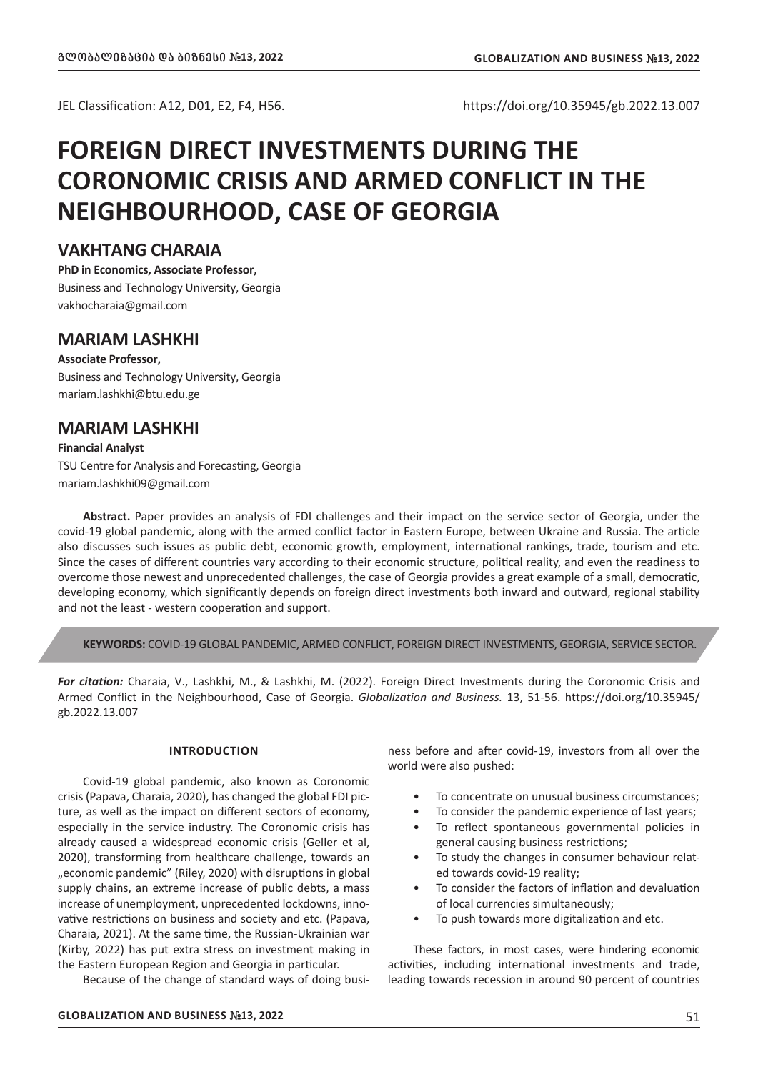JEL Classification: A12, D01, E2, F4, H56.

https://doi.org/10.35945/gb.2022.13.007

# FOREIGN DIRECT INVESTMENTS DURING THE CORONOMIC CRISIS AND ARMED CONFLICT IN THE NEIGHBOURHOOD, CASE OF GEORGIA

## VAKHTANG CHARAIA

**PhD in Economics, Associate Professor,**
Business and Technology University, Georgia
vakhocharaia@gmail.com

## MARIAM LASHKHI

**Associate Professor,**
Business and Technology University, Georgia
mariam.lashkhi@btu.edu.ge

## MARIAM LASHKHI

**Financial Analyst**
TSU Centre for Analysis and Forecasting, Georgia
mariam.lashkhi09@gmail.com

**Abstract.** Paper provides an analysis of FDI challenges and their impact on the service sector of Georgia, under the covid-19 global pandemic, along with the armed conflict factor in Eastern Europe, between Ukraine and Russia. The article also discusses such issues as public debt, economic growth, employment, international rankings, trade, tourism and etc. Since the cases of different countries vary according to their economic structure, political reality, and even the readiness to overcome those newest and unprecedented challenges, the case of Georgia provides a great example of a small, democratic, developing economy, which significantly depends on foreign direct investments both inward and outward, regional stability and not the least - western cooperation and support.

**KEYWORDS:** COVID-19 GLOBAL PANDEMIC, ARMED CONFLICT, FOREIGN DIRECT INVESTMENTS, GEORGIA, SERVICE SECTOR.

***For citation:*** Charaia, V., Lashkhi, M., & Lashkhi, M. (2022). Foreign Direct Investments during the Coronomic Crisis and Armed Conflict in the Neighbourhood, Case of Georgia. *Globalization and Business.* 13, 51-56. https://doi.org/10.35945/gb.2022.13.007

#### INTRODUCTION

Covid-19 global pandemic, also known as Coronomic crisis (Papava, Charaia, 2020), has changed the global FDI picture, as well as the impact on different sectors of economy, especially in the service industry. The Coronomic crisis has already caused a widespread economic crisis (Geller et al, 2020), transforming from healthcare challenge, towards an „economic pandemic" (Riley, 2020) with disruptions in global supply chains, an extreme increase of public debts, a mass increase of unemployment, unprecedented lockdowns, innovative restrictions on business and society and etc. (Papava, Charaia, 2021). At the same time, the Russian-Ukrainian war (Kirby, 2022) has put extra stress on investment making in the Eastern European Region and Georgia in particular.

Because of the change of standard ways of doing business before and after covid-19, investors from all over the world were also pushed:

- To concentrate on unusual business circumstances;
- To consider the pandemic experience of last years;
- To reflect spontaneous governmental policies in general causing business restrictions;
- To study the changes in consumer behaviour related towards covid-19 reality;
- To consider the factors of inflation and devaluation of local currencies simultaneously;
- To push towards more digitalization and etc.

These factors, in most cases, were hindering economic activities, including international investments and trade, leading towards recession in around 90 percent of countries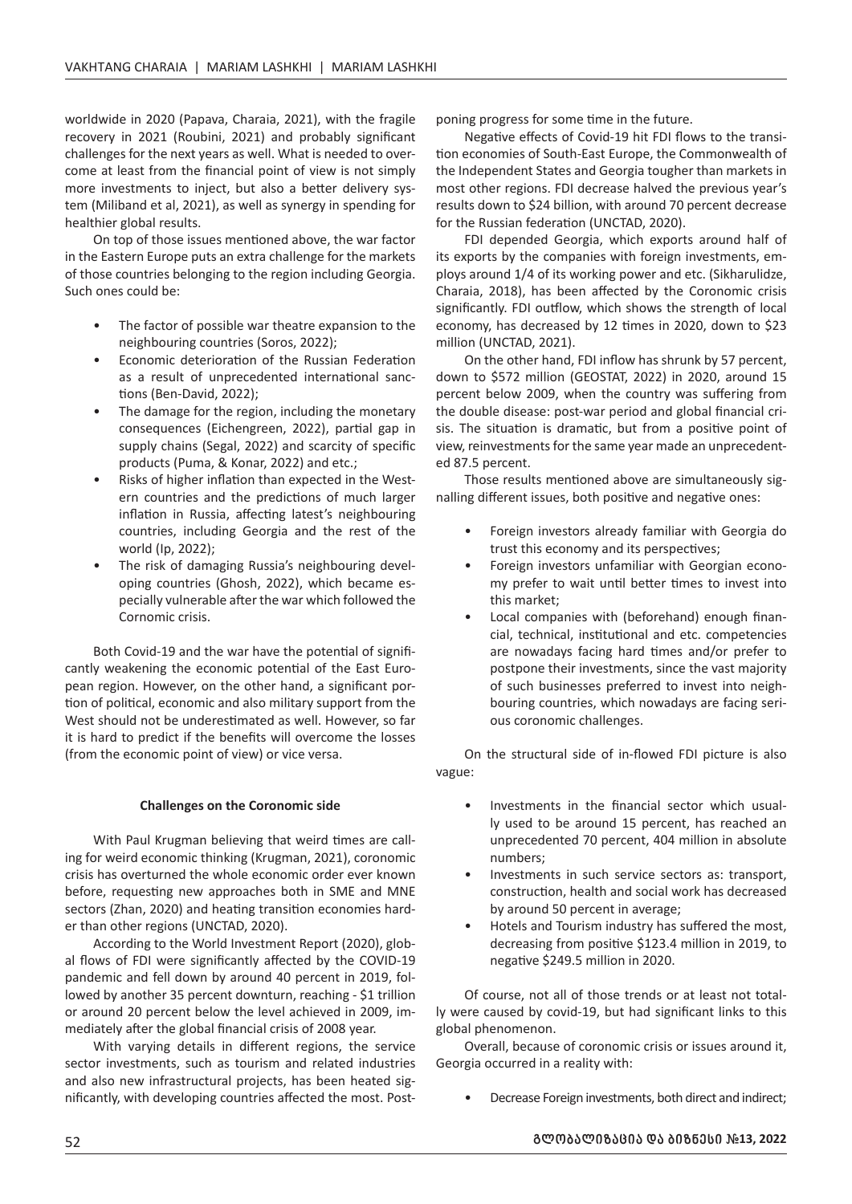worldwide in 2020 (Papava, Charaia, 2021), with the fragile recovery in 2021 (Roubini, 2021) and probably significant challenges for the next years as well. What is needed to overcome at least from the financial point of view is not simply more investments to inject, but also a better delivery system (Miliband et al, 2021), as well as synergy in spending for healthier global results.

On top of those issues mentioned above, the war factor in the Eastern Europe puts an extra challenge for the markets of those countries belonging to the region including Georgia. Such ones could be:

- The factor of possible war theatre expansion to the neighbouring countries (Soros, 2022);
- Economic deterioration of the Russian Federation as a result of unprecedented international sanctions (Ben-David, 2022);
- The damage for the region, including the monetary consequences (Eichengreen, 2022), partial gap in supply chains (Segal, 2022) and scarcity of specific products (Puma, & Konar, 2022) and etc.;
- Risks of higher inflation than expected in the Western countries and the predictions of much larger inflation in Russia, affecting latest's neighbouring countries, including Georgia and the rest of the world (Ip, 2022);
- The risk of damaging Russia's neighbouring developing countries (Ghosh, 2022), which became especially vulnerable after the war which followed the Cornomic crisis.

Both Covid-19 and the war have the potential of significantly weakening the economic potential of the East European region. However, on the other hand, a significant portion of political, economic and also military support from the West should not be underestimated as well. However, so far it is hard to predict if the benefits will overcome the losses (from the economic point of view) or vice versa.

#### Challenges on the Coronomic side

With Paul Krugman believing that weird times are calling for weird economic thinking (Krugman, 2021), coronomic crisis has overturned the whole economic order ever known before, requesting new approaches both in SME and MNE sectors (Zhan, 2020) and heating transition economies harder than other regions (UNCTAD, 2020).

According to the World Investment Report (2020), global flows of FDI were significantly affected by the COVID-19 pandemic and fell down by around 40 percent in 2019, followed by another 35 percent downturn, reaching - $1 trillion or around 20 percent below the level achieved in 2009, immediately after the global financial crisis of 2008 year.

With varying details in different regions, the service sector investments, such as tourism and related industries and also new infrastructural projects, has been heated significantly, with developing countries affected the most. Postponing progress for some time in the future.

Negative effects of Covid-19 hit FDI flows to the transition economies of South-East Europe, the Commonwealth of the Independent States and Georgia tougher than markets in most other regions. FDI decrease halved the previous year's results down to $24 billion, with around 70 percent decrease for the Russian federation (UNCTAD, 2020).

FDI depended Georgia, which exports around half of its exports by the companies with foreign investments, employs around 1/4 of its working power and etc. (Sikharulidze, Charaia, 2018), has been affected by the Coronomic crisis significantly. FDI outflow, which shows the strength of local economy, has decreased by 12 times in 2020, down to $23 million (UNCTAD, 2021).

On the other hand, FDI inflow has shrunk by 57 percent, down to $572 million (GEOSTAT, 2022) in 2020, around 15 percent below 2009, when the country was suffering from the double disease: post-war period and global financial crisis. The situation is dramatic, but from a positive point of view, reinvestments for the same year made an unprecedented 87.5 percent.

Those results mentioned above are simultaneously signalling different issues, both positive and negative ones:

- Foreign investors already familiar with Georgia do trust this economy and its perspectives;
- Foreign investors unfamiliar with Georgian economy prefer to wait until better times to invest into this market;
- Local companies with (beforehand) enough financial, technical, institutional and etc. competencies are nowadays facing hard times and/or prefer to postpone their investments, since the vast majority of such businesses preferred to invest into neighbouring countries, which nowadays are facing serious coronomic challenges.

On the structural side of in-flowed FDI picture is also vague:

- Investments in the financial sector which usually used to be around 15 percent, has reached an unprecedented 70 percent, 404 million in absolute numbers;
- Investments in such service sectors as: transport, construction, health and social work has decreased by around 50 percent in average;
- Hotels and Tourism industry has suffered the most, decreasing from positive $123.4 million in 2019, to negative $249.5 million in 2020.

Of course, not all of those trends or at least not totally were caused by covid-19, but had significant links to this global phenomenon.

Overall, because of coronomic crisis or issues around it, Georgia occurred in a reality with:

- Decrease Foreign investments, both direct and indirect;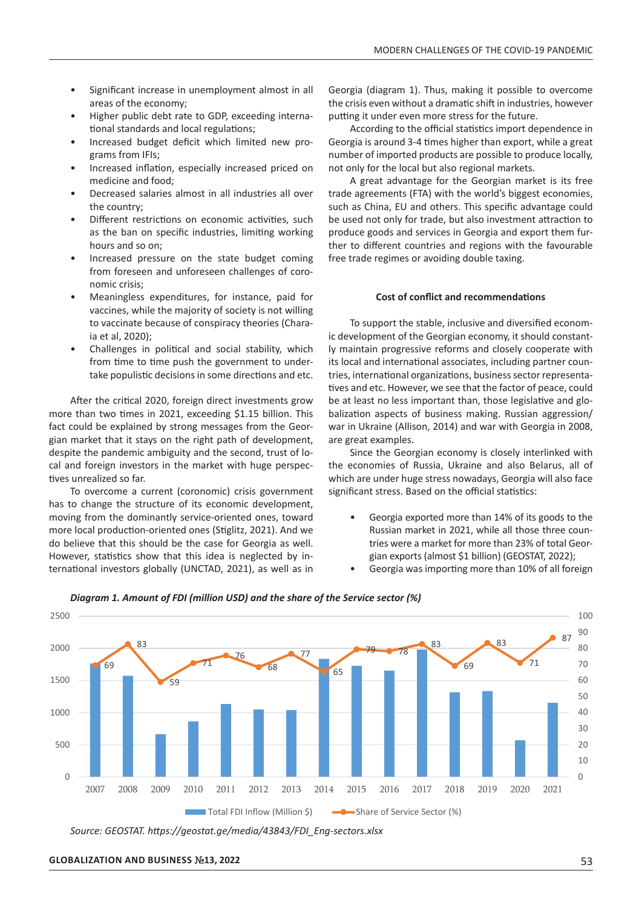- Significant increase in unemployment almost in all areas of the economy;
- Higher public debt rate to GDP, exceeding international standards and local regulations;
- Increased budget deficit which limited new programs from IFIs;
- Increased inflation, especially increased priced on medicine and food;
- Decreased salaries almost in all industries all over the country;
- Different restrictions on economic activities, such as the ban on specific industries, limiting working hours and so on;
- Increased pressure on the state budget coming from foreseen and unforeseen challenges of coronomic crisis;
- Meaningless expenditures, for instance, paid for vaccines, while the majority of society is not willing to vaccinate because of conspiracy theories (Charaia et al, 2020);
- Challenges in political and social stability, which from time to time push the government to undertake populistic decisions in some directions and etc.

After the critical 2020, foreign direct investments grow more than two times in 2021, exceeding $1.15 billion. This fact could be explained by strong messages from the Georgian market that it stays on the right path of development, despite the pandemic ambiguity and the second, trust of local and foreign investors in the market with huge perspectives unrealized so far.

To overcome a current (coronomic) crisis government has to change the structure of its economic development, moving from the dominantly service-oriented ones, toward more local production-oriented ones (Stiglitz, 2021). And we do believe that this should be the case for Georgia as well. However, statistics show that this idea is neglected by international investors globally (UNCTAD, 2021), as well as in Georgia (diagram 1). Thus, making it possible to overcome the crisis even without a dramatic shift in industries, however putting it under even more stress for the future.

According to the official statistics import dependence in Georgia is around 3-4 times higher than export, while a great number of imported products are possible to produce locally, not only for the local but also regional markets.

A great advantage for the Georgian market is its free trade agreements (FTA) with the world's biggest economies, such as China, EU and others. This specific advantage could be used not only for trade, but also investment attraction to produce goods and services in Georgia and export them further to different countries and regions with the favourable free trade regimes or avoiding double taxing.

**Cost of conflict and recommendations**

To support the stable, inclusive and diversified economic development of the Georgian economy, it should constantly maintain progressive reforms and closely cooperate with its local and international associates, including partner countries, international organizations, business sector representatives and etc. However, we see that the factor of peace, could be at least no less important than, those legislative and globalization aspects of business making. Russian aggression/war in Ukraine (Allison, 2014) and war with Georgia in 2008, are great examples.

Since the Georgian economy is closely interlinked with the economies of Russia, Ukraine and also Belarus, all of which are under huge stress nowadays, Georgia will also face significant stress. Based on the official statistics:

- Georgia exported more than 14% of its goods to the Russian market in 2021, while all those three countries were a market for more than 23% of total Georgian exports (almost $1 billion) (GEOSTAT, 2022);
- Georgia was importing more than 10% of all foreign

***Diagram 1. Amount of FDI (million USD) and the share of the Service sector (%)***

| Year | Total FDI Inflow (Million $) (approx.) | Share of Service Sector (%) |
|---|---|---|
| 2007 | ~1750 | 69 |
| 2008 | ~1560 | 83 |
| 2009 | ~660 | 59 |
| 2010 | ~860 | 71 |
| 2011 | ~1130 | 76 |
| 2012 | ~1050 | 68 |
| 2013 | ~1040 | 77 |
| 2014 | ~1830 | 65 |
| 2015 | ~1720 | 79 |
| 2016 | ~1650 | 78 |
| 2017 | ~1970 | 83 |
| 2018 | ~1310 | 69 |
| 2019 | ~1330 | 83 |
| 2020 | ~570 | 71 |
| 2021 | ~1150 | 87 |

*Source: GEOSTAT. https://geostat.ge/media/43843/FDI_Eng-sectors.xlsx*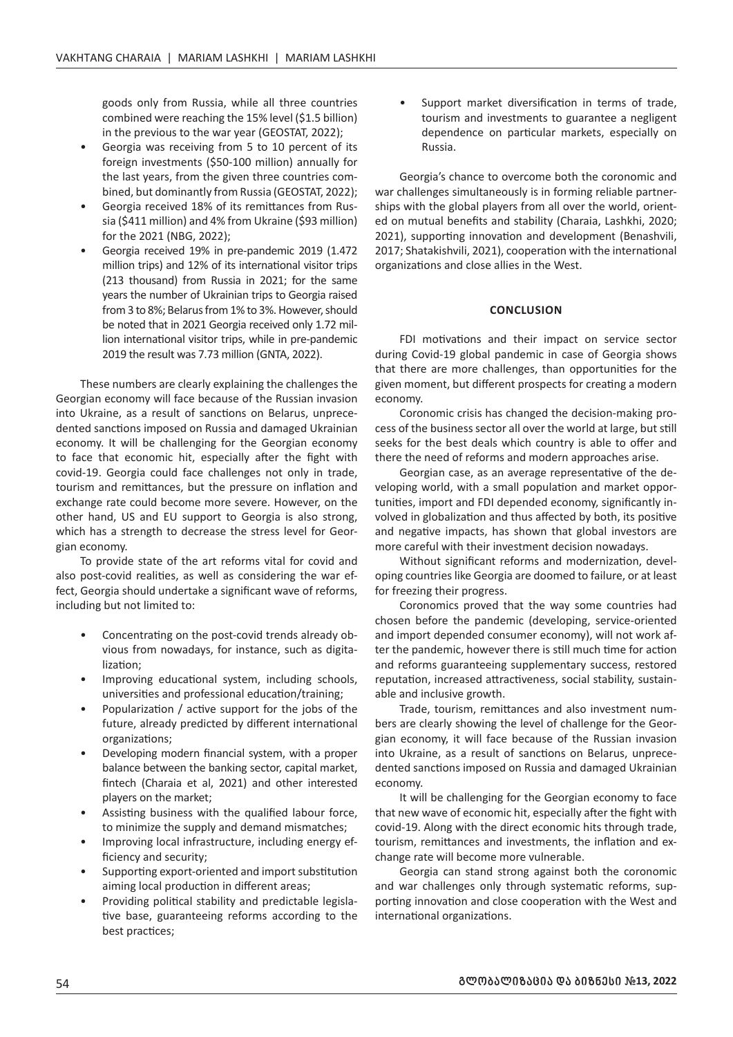goods only from Russia, while all three countries combined were reaching the 15% level ($1.5 billion) in the previous to the war year (GEOSTAT, 2022);

- Georgia was receiving from 5 to 10 percent of its foreign investments ($50-100 million) annually for the last years, from the given three countries combined, but dominantly from Russia (GEOSTAT, 2022);
- Georgia received 18% of its remittances from Russia ($411 million) and 4% from Ukraine ($93 million) for the 2021 (NBG, 2022);
- Georgia received 19% in pre-pandemic 2019 (1.472 million trips) and 12% of its international visitor trips (213 thousand) from Russia in 2021; for the same years the number of Ukrainian trips to Georgia raised from 3 to 8%; Belarus from 1% to 3%. However, should be noted that in 2021 Georgia received only 1.72 million international visitor trips, while in pre-pandemic 2019 the result was 7.73 million (GNTA, 2022).

These numbers are clearly explaining the challenges the Georgian economy will face because of the Russian invasion into Ukraine, as a result of sanctions on Belarus, unprecedented sanctions imposed on Russia and damaged Ukrainian economy. It will be challenging for the Georgian economy to face that economic hit, especially after the fight with covid-19. Georgia could face challenges not only in trade, tourism and remittances, but the pressure on inflation and exchange rate could become more severe. However, on the other hand, US and EU support to Georgia is also strong, which has a strength to decrease the stress level for Georgian economy.

To provide state of the art reforms vital for covid and also post-covid realities, as well as considering the war effect, Georgia should undertake a significant wave of reforms, including but not limited to:

- Concentrating on the post-covid trends already obvious from nowadays, for instance, such as digitalization;
- Improving educational system, including schools, universities and professional education/training;
- Popularization / active support for the jobs of the future, already predicted by different international organizations;
- Developing modern financial system, with a proper balance between the banking sector, capital market, fintech (Charaia et al, 2021) and other interested players on the market;
- Assisting business with the qualified labour force, to minimize the supply and demand mismatches;
- Improving local infrastructure, including energy efficiency and security;
- Supporting export-oriented and import substitution aiming local production in different areas;
- Providing political stability and predictable legislative base, guaranteeing reforms according to the best practices;
- Support market diversification in terms of trade, tourism and investments to guarantee a negligent dependence on particular markets, especially on Russia.

Georgia's chance to overcome both the coronomic and war challenges simultaneously is in forming reliable partnerships with the global players from all over the world, oriented on mutual benefits and stability (Charaia, Lashkhi, 2020; 2021), supporting innovation and development (Benashvili, 2017; Shatakishvili, 2021), cooperation with the international organizations and close allies in the West.

## CONCLUSION

FDI motivations and their impact on service sector during Covid-19 global pandemic in case of Georgia shows that there are more challenges, than opportunities for the given moment, but different prospects for creating a modern economy.

Coronomic crisis has changed the decision-making process of the business sector all over the world at large, but still seeks for the best deals which country is able to offer and there the need of reforms and modern approaches arise.

Georgian case, as an average representative of the developing world, with a small population and market opportunities, import and FDI depended economy, significantly involved in globalization and thus affected by both, its positive and negative impacts, has shown that global investors are more careful with their investment decision nowadays.

Without significant reforms and modernization, developing countries like Georgia are doomed to failure, or at least for freezing their progress.

Coronomics proved that the way some countries had chosen before the pandemic (developing, service-oriented and import depended consumer economy), will not work after the pandemic, however there is still much time for action and reforms guaranteeing supplementary success, restored reputation, increased attractiveness, social stability, sustainable and inclusive growth.

Trade, tourism, remittances and also investment numbers are clearly showing the level of challenge for the Georgian economy, it will face because of the Russian invasion into Ukraine, as a result of sanctions on Belarus, unprecedented sanctions imposed on Russia and damaged Ukrainian economy.

It will be challenging for the Georgian economy to face that new wave of economic hit, especially after the fight with covid-19. Along with the direct economic hits through trade, tourism, remittances and investments, the inflation and exchange rate will become more vulnerable.

Georgia can stand strong against both the coronomic and war challenges only through systematic reforms, supporting innovation and close cooperation with the West and international organizations.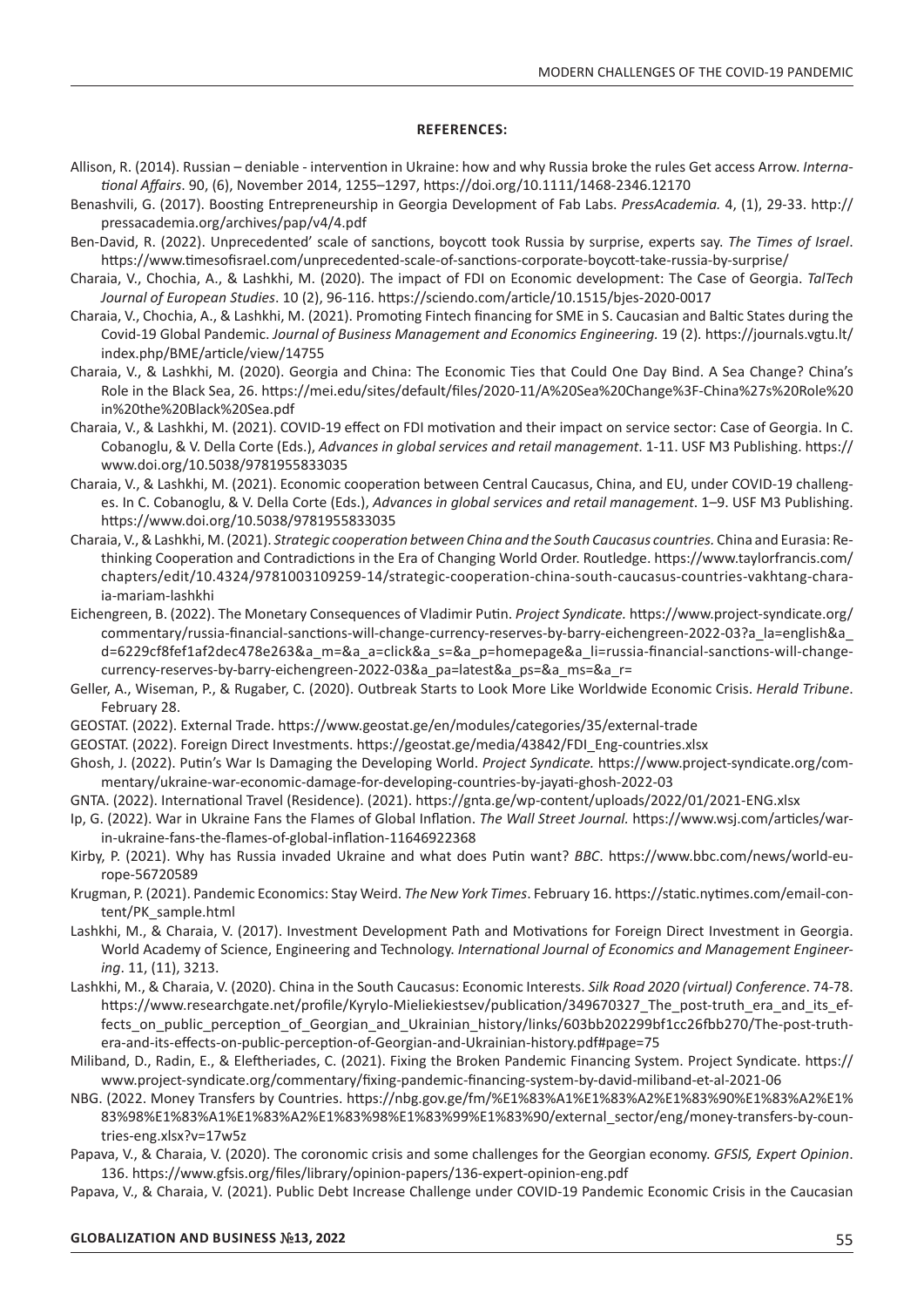**REFERENCES:**

Allison, R. (2014). Russian – deniable - intervention in Ukraine: how and why Russia broke the rules Get access Arrow. *International Affairs*. 90, (6), November 2014, 1255–1297, https://doi.org/10.1111/1468-2346.12170

Benashvili, G. (2017). Boosting Entrepreneurship in Georgia Development of Fab Labs. *PressAcademia.* 4, (1), 29-33. http://pressacademia.org/archives/pap/v4/4.pdf

Ben-David, R. (2022). Unprecedented' scale of sanctions, boycott took Russia by surprise, experts say. *The Times of Israel*. https://www.timesofisrael.com/unprecedented-scale-of-sanctions-corporate-boycott-take-russia-by-surprise/

Charaia, V., Chochia, A., & Lashkhi, M. (2020). The impact of FDI on Economic development: The Case of Georgia. *TalTech Journal of European Studies*. 10 (2), 96-116. https://sciendo.com/article/10.1515/bjes-2020-0017

Charaia, V., Chochia, A., & Lashkhi, M. (2021). Promoting Fintech financing for SME in S. Caucasian and Baltic States during the Covid-19 Global Pandemic. *Journal of Business Management and Economics Engineering.* 19 (2). https://journals.vgtu.lt/index.php/BME/article/view/14755

Charaia, V., & Lashkhi, M. (2020). Georgia and China: The Economic Ties that Could One Day Bind. A Sea Change? China's Role in the Black Sea, 26. https://mei.edu/sites/default/files/2020-11/A%20Sea%20Change%3F-China%27s%20Role%20in%20the%20Black%20Sea.pdf

Charaia, V., & Lashkhi, M. (2021). COVID-19 effect on FDI motivation and their impact on service sector: Case of Georgia. In C. Cobanoglu, & V. Della Corte (Eds.), *Advances in global services and retail management*. 1-11. USF M3 Publishing. https://www.doi.org/10.5038/9781955833035

Charaia, V., & Lashkhi, M. (2021). Economic cooperation between Central Caucasus, China, and EU, under COVID-19 challenges. In C. Cobanoglu, & V. Della Corte (Eds.), *Advances in global services and retail management*. 1–9. USF M3 Publishing. https://www.doi.org/10.5038/9781955833035

Charaia, V., & Lashkhi, M. (2021). *Strategic cooperation between China and the South Caucasus countries.* China and Eurasia: Rethinking Cooperation and Contradictions in the Era of Changing World Order. Routledge. https://www.taylorfrancis.com/chapters/edit/10.4324/9781003109259-14/strategic-cooperation-china-south-caucasus-countries-vakhtang-charaia-mariam-lashkhi

Eichengreen, B. (2022). The Monetary Consequences of Vladimir Putin. *Project Syndicate.* https://www.project-syndicate.org/commentary/russia-financial-sanctions-will-change-currency-reserves-by-barry-eichengreen-2022-03?a_la=english&a_d=6229cf8fef1af2dec478e263&a_m=&a_a=click&a_s=&a_p=homepage&a_li=russia-financial-sanctions-will-change-currency-reserves-by-barry-eichengreen-2022-03&a_pa=latest&a_ps=&a_ms=&a_r=

Geller, A., Wiseman, P., & Rugaber, C. (2020). Outbreak Starts to Look More Like Worldwide Economic Crisis. *Herald Tribune*. February 28.

GEOSTAT. (2022). External Trade. https://www.geostat.ge/en/modules/categories/35/external-trade

GEOSTAT. (2022). Foreign Direct Investments. https://geostat.ge/media/43842/FDI_Eng-countries.xlsx

Ghosh, J. (2022). Putin's War Is Damaging the Developing World. *Project Syndicate.* https://www.project-syndicate.org/commentary/ukraine-war-economic-damage-for-developing-countries-by-jayati-ghosh-2022-03

GNTA. (2022). International Travel (Residence). (2021). https://gnta.ge/wp-content/uploads/2022/01/2021-ENG.xlsx

Ip, G. (2022). War in Ukraine Fans the Flames of Global Inflation. *The Wall Street Journal.* https://www.wsj.com/articles/war-in-ukraine-fans-the-flames-of-global-inflation-11646922368

Kirby, P. (2021). Why has Russia invaded Ukraine and what does Putin want? *BBC*. https://www.bbc.com/news/world-europe-56720589

Krugman, P. (2021). Pandemic Economics: Stay Weird. *The New York Times*. February 16. https://static.nytimes.com/email-content/PK_sample.html

Lashkhi, M., & Charaia, V. (2017). Investment Development Path and Motivations for Foreign Direct Investment in Georgia. World Academy of Science, Engineering and Technology. *International Journal of Economics and Management Engineering*. 11, (11), 3213.

Lashkhi, M., & Charaia, V. (2020). China in the South Caucasus: Economic Interests. *Silk Road 2020 (virtual) Conference*. 74-78. https://www.researchgate.net/profile/Kyrylo-Mieliekiestsev/publication/349670327_The_post-truth_era_and_its_effects_on_public_perception_of_Georgian_and_Ukrainian_history/links/603bb202299bf1cc26fbb270/The-post-truth-era-and-its-effects-on-public-perception-of-Georgian-and-Ukrainian-history.pdf#page=75

Miliband, D., Radin, E., & Eleftheriades, C. (2021). Fixing the Broken Pandemic Financing System. Project Syndicate. https://www.project-syndicate.org/commentary/fixing-pandemic-financing-system-by-david-miliband-et-al-2021-06

NBG. (2022. Money Transfers by Countries. https://nbg.gov.ge/fm/%E1%83%A1%E1%83%A2%E1%83%90%E1%83%A2%E1%83%98%E1%83%A1%E1%83%A2%E1%83%98%E1%83%99%E1%83%90/external_sector/eng/money-transfers-by-countries-eng.xlsx?v=17w5z

Papava, V., & Charaia, V. (2020). The coronomic crisis and some challenges for the Georgian economy. *GFSIS, Expert Opinion*. 136. https://www.gfsis.org/files/library/opinion-papers/136-expert-opinion-eng.pdf

Papava, V., & Charaia, V. (2021). Public Debt Increase Challenge under COVID-19 Pandemic Economic Crisis in the Caucasian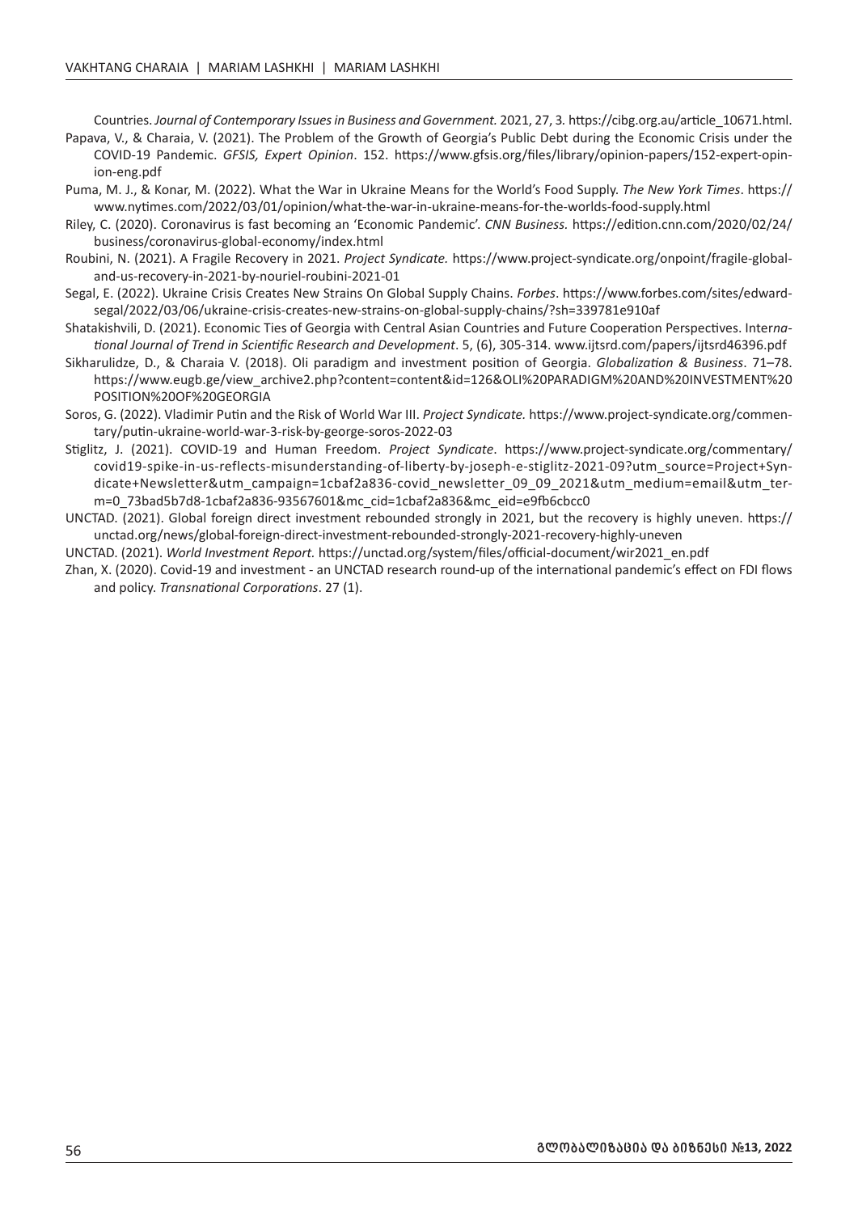Countries. *Journal of Contemporary Issues in Business and Government.* 2021, 27, 3. https://cibg.org.au/article_10671.html.

Papava, V., & Charaia, V. (2021). The Problem of the Growth of Georgia's Public Debt during the Economic Crisis under the COVID-19 Pandemic. *GFSIS, Expert Opinion*. 152. https://www.gfsis.org/files/library/opinion-papers/152-expert-opinion-eng.pdf

Puma, M. J., & Konar, M. (2022). What the War in Ukraine Means for the World's Food Supply. *The New York Times*. https://www.nytimes.com/2022/03/01/opinion/what-the-war-in-ukraine-means-for-the-worlds-food-supply.html

Riley, C. (2020). Coronavirus is fast becoming an 'Economic Pandemic'. *CNN Business.* https://edition.cnn.com/2020/02/24/business/coronavirus-global-economy/index.html

Roubini, N. (2021). A Fragile Recovery in 2021. *Project Syndicate.* https://www.project-syndicate.org/onpoint/fragile-global-and-us-recovery-in-2021-by-nouriel-roubini-2021-01

Segal, E. (2022). Ukraine Crisis Creates New Strains On Global Supply Chains. *Forbes*. https://www.forbes.com/sites/edwardsegal/2022/03/06/ukraine-crisis-creates-new-strains-on-global-supply-chains/?sh=339781e910af

Shatakishvili, D. (2021). Economic Ties of Georgia with Central Asian Countries and Future Cooperation Perspectives. Inter*national Journal of Trend in Scientific Research and Development*. 5, (6), 305-314. www.ijtsrd.com/papers/ijtsrd46396.pdf

Sikharulidze, D., & Charaia V. (2018). Oli paradigm and investment position of Georgia. *Globalization & Business*. 71–78. https://www.eugb.ge/view_archive2.php?content=content&id=126&OLI%20PARADIGM%20AND%20INVESTMENT%20POSITION%20OF%20GEORGIA

Soros, G. (2022). Vladimir Putin and the Risk of World War III. *Project Syndicate.* https://www.project-syndicate.org/commentary/putin-ukraine-world-war-3-risk-by-george-soros-2022-03

Stiglitz, J. (2021). COVID-19 and Human Freedom. *Project Syndicate*. https://www.project-syndicate.org/commentary/covid19-spike-in-us-reflects-misunderstanding-of-liberty-by-joseph-e-stiglitz-2021-09?utm_source=Project+Syndicate+Newsletter&utm_campaign=1cbaf2a836-covid_newsletter_09_09_2021&utm_medium=email&utm_term=0_73bad5b7d8-1cbaf2a836-93567601&mc_cid=1cbaf2a836&mc_eid=e9fb6cbcc0

UNCTAD. (2021). Global foreign direct investment rebounded strongly in 2021, but the recovery is highly uneven. https://unctad.org/news/global-foreign-direct-investment-rebounded-strongly-2021-recovery-highly-uneven

UNCTAD. (2021). *World Investment Report.* https://unctad.org/system/files/official-document/wir2021_en.pdf

Zhan, X. (2020). Covid-19 and investment - an UNCTAD research round-up of the international pandemic's effect on FDI flows and policy. *Transnational Corporations*. 27 (1).